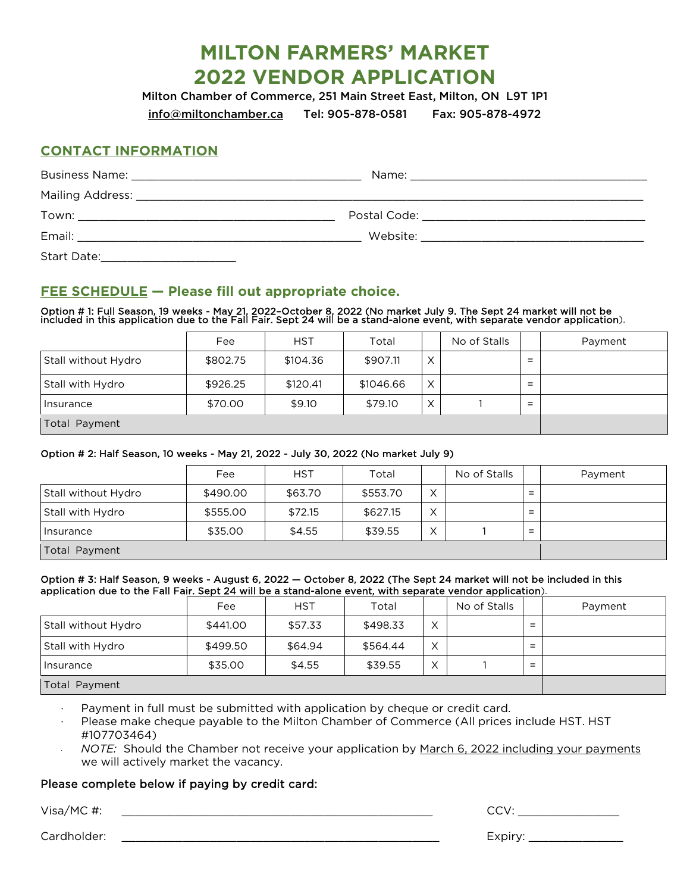# MILTON FARMERS' MARKET
# 2022 VENDOR APPLICATION

Milton Chamber of Commerce, 251 Main Street East, Milton, ON L9T 1P1

info@miltonchamber.ca Tel: 905-878-0581 Fax: 905-878-4972

## CONTACT INFORMATION

Business Name: ___________________________________ Name: ___________________________________

Mailing Address: ___________________________________________________________________________

Town: _______________________________________ Postal Code: __________________________________

Email: ___________________________________________ Website: __________________________________

Start Date:____________________

## FEE SCHEDULE — Please fill out appropriate choice.

**Option # 1: Full Season, 19 weeks - May 21, 2022–October 8, 2022 (No market July 9. The Sept 24 market will not be included in this application due to the Fall Fair. Sept 24 will be a stand-alone event, with separate vendor application).**

| | Fee | HST | Total | | No of Stalls | | Payment |
|---|---|---|---|---|---|---|---|
| Stall without Hydro | $802.75 | $104.36 | $907.11 | X | | = | |
| Stall with Hydro | $926.25 | $120.41 | $1046.66 | X | | = | |
| Insurance | $70.00 | $9.10 | $79.10 | X | 1 | = | |
| Total Payment | | | | | | | |

**Option # 2: Half Season, 10 weeks - May 21, 2022 - July 30, 2022 (No market July 9)**

| | Fee | HST | Total | | No of Stalls | | Payment |
|---|---|---|---|---|---|---|---|
| Stall without Hydro | $490.00 | $63.70 | $553.70 | X | | = | |
| Stall with Hydro | $555.00 | $72.15 | $627.15 | X | | = | |
| Insurance | $35.00 | $4.55 | $39.55 | X | 1 | = | |
| Total Payment | | | | | | | |

**Option # 3: Half Season, 9 weeks - August 6, 2022 — October 8, 2022 (The Sept 24 market will not be included in this application due to the Fall Fair. Sept 24 will be a stand-alone event, with separate vendor application).**

| | Fee | HST | Total | | No of Stalls | | Payment |
|---|---|---|---|---|---|---|---|
| Stall without Hydro | $441.00 | $57.33 | $498.33 | X | | = | |
| Stall with Hydro | $499.50 | $64.94 | $564.44 | X | | = | |
| Insurance | $35.00 | $4.55 | $39.55 | X | 1 | = | |
| Total Payment | | | | | | | |

- Payment in full must be submitted with application by cheque or credit card.
- Please make cheque payable to the Milton Chamber of Commerce (All prices include HST. HST #107703464)
- *NOTE:* Should the Chamber not receive your application by March 6, 2022 including your payments we will actively market the vacancy.

### Please complete below if paying by credit card:

Visa/MC #: ______________________________________________ CCV: _______________

Cardholder: ______________________________________________ Expiry: _______________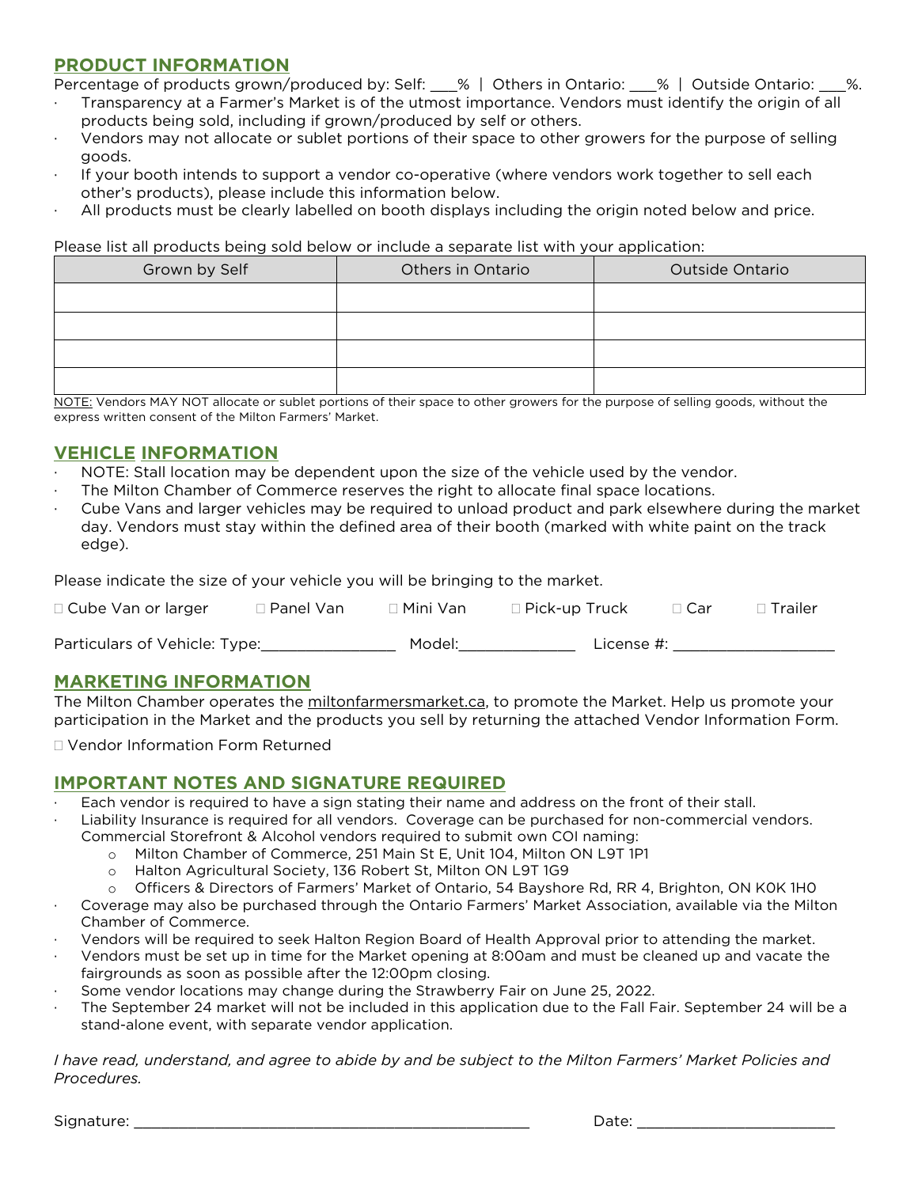## PRODUCT INFORMATION

Percentage of products grown/produced by: Self: ___% | Others in Ontario: ___% | Outside Ontario: ___%.

- Transparency at a Farmer's Market is of the utmost importance. Vendors must identify the origin of all products being sold, including if grown/produced by self or others.
- Vendors may not allocate or sublet portions of their space to other growers for the purpose of selling goods.
- If your booth intends to support a vendor co-operative (where vendors work together to sell each other's products), please include this information below.
- All products must be clearly labelled on booth displays including the origin noted below and price.

Please list all products being sold below or include a separate list with your application:

| Grown by Self | Others in Ontario | Outside Ontario |
|---|---|---|
| | | |
| | | |
| | | |
| | | |

NOTE: Vendors MAY NOT allocate or sublet portions of their space to other growers for the purpose of selling goods, without the express written consent of the Milton Farmers' Market.

## VEHICLE INFORMATION

- NOTE: Stall location may be dependent upon the size of the vehicle used by the vendor.
- The Milton Chamber of Commerce reserves the right to allocate final space locations.
- Cube Vans and larger vehicles may be required to unload product and park elsewhere during the market day. Vendors must stay within the defined area of their booth (marked with white paint on the track edge).

Please indicate the size of your vehicle you will be bringing to the market.

☐ Cube Van or larger ☐ Panel Van ☐ Mini Van ☐ Pick-up Truck ☐ Car ☐ Trailer

Particulars of Vehicle: Type:________________ Model:______________ License #: ___________________

## MARKETING INFORMATION

The Milton Chamber operates the miltonfarmersmarket.ca, to promote the Market. Help us promote your participation in the Market and the products you sell by returning the attached Vendor Information Form.

☐ Vendor Information Form Returned

## IMPORTANT NOTES AND SIGNATURE REQUIRED

- Each vendor is required to have a sign stating their name and address on the front of their stall.
- Liability Insurance is required for all vendors. Coverage can be purchased for non-commercial vendors. Commercial Storefront & Alcohol vendors required to submit own COI naming:
  - Milton Chamber of Commerce, 251 Main St E, Unit 104, Milton ON L9T 1P1
  - Halton Agricultural Society, 136 Robert St, Milton ON L9T 1G9
  - Officers & Directors of Farmers' Market of Ontario, 54 Bayshore Rd, RR 4, Brighton, ON K0K 1H0
- Coverage may also be purchased through the Ontario Farmers' Market Association, available via the Milton Chamber of Commerce.
- Vendors will be required to seek Halton Region Board of Health Approval prior to attending the market.
- Vendors must be set up in time for the Market opening at 8:00am and must be cleaned up and vacate the fairgrounds as soon as possible after the 12:00pm closing.
- Some vendor locations may change during the Strawberry Fair on June 25, 2022.
- The September 24 market will not be included in this application due to the Fall Fair. September 24 will be a stand-alone event, with separate vendor application.

*I have read, understand, and agree to abide by and be subject to the Milton Farmers' Market Policies and Procedures.*

Signature: _______________________________________________ Date: _______________________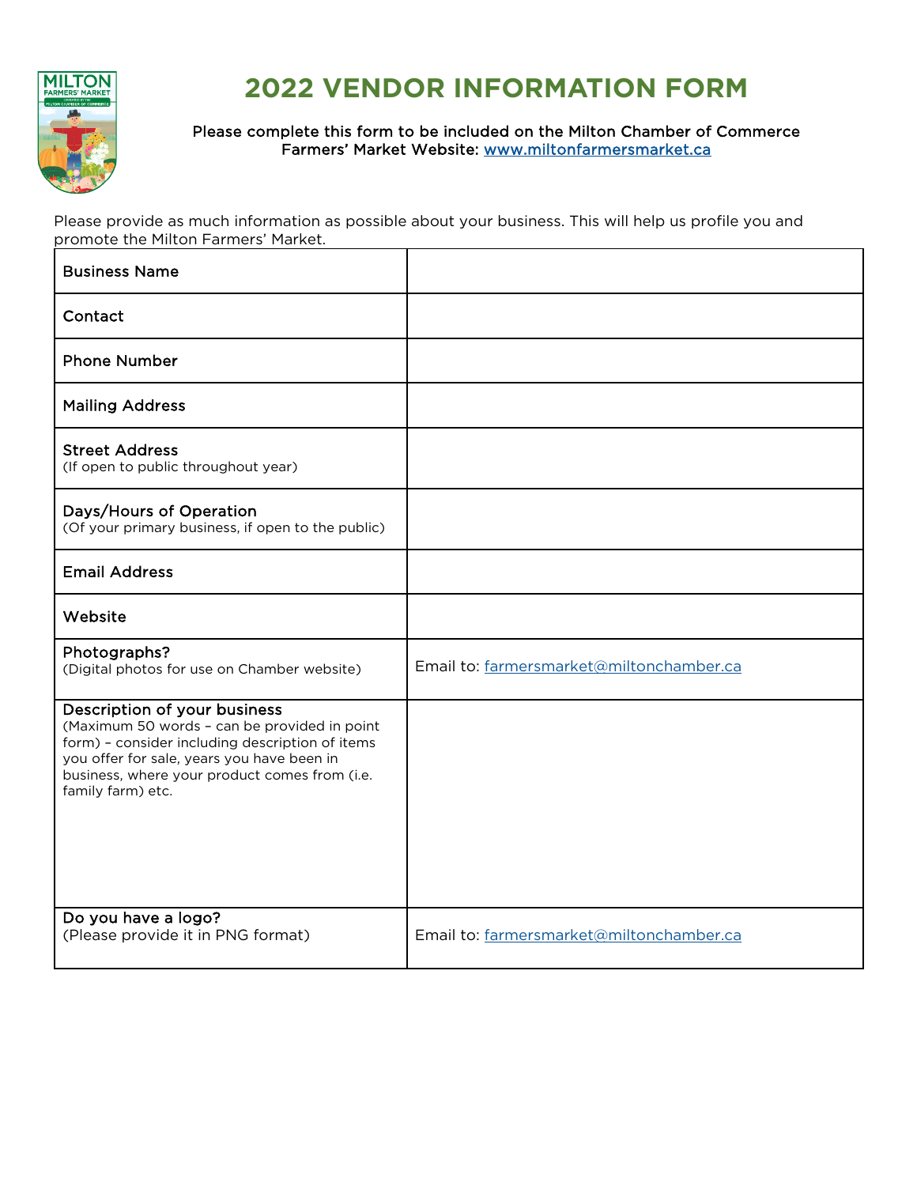# 2022 VENDOR INFORMATION FORM

Please complete this form to be included on the Milton Chamber of Commerce Farmers' Market Website: www.miltonfarmersmarket.ca

Please provide as much information as possible about your business. This will help us profile you and promote the Milton Farmers' Market.

| | |
|---|---|
| **Business Name** | |
| **Contact** | |
| **Phone Number** | |
| **Mailing Address** | |
| **Street Address**<br>(If open to public throughout year) | |
| **Days/Hours of Operation**<br>(Of your primary business, if open to the public) | |
| **Email Address** | |
| **Website** | |
| **Photographs?**<br>(Digital photos for use on Chamber website) | Email to: farmersmarket@miltonchamber.ca |
| **Description of your business**<br>(Maximum 50 words – can be provided in point form) – consider including description of items you offer for sale, years you have been in business, where your product comes from (i.e. family farm) etc. | |
| **Do you have a logo?**<br>(Please provide it in PNG format) | Email to: farmersmarket@miltonchamber.ca |